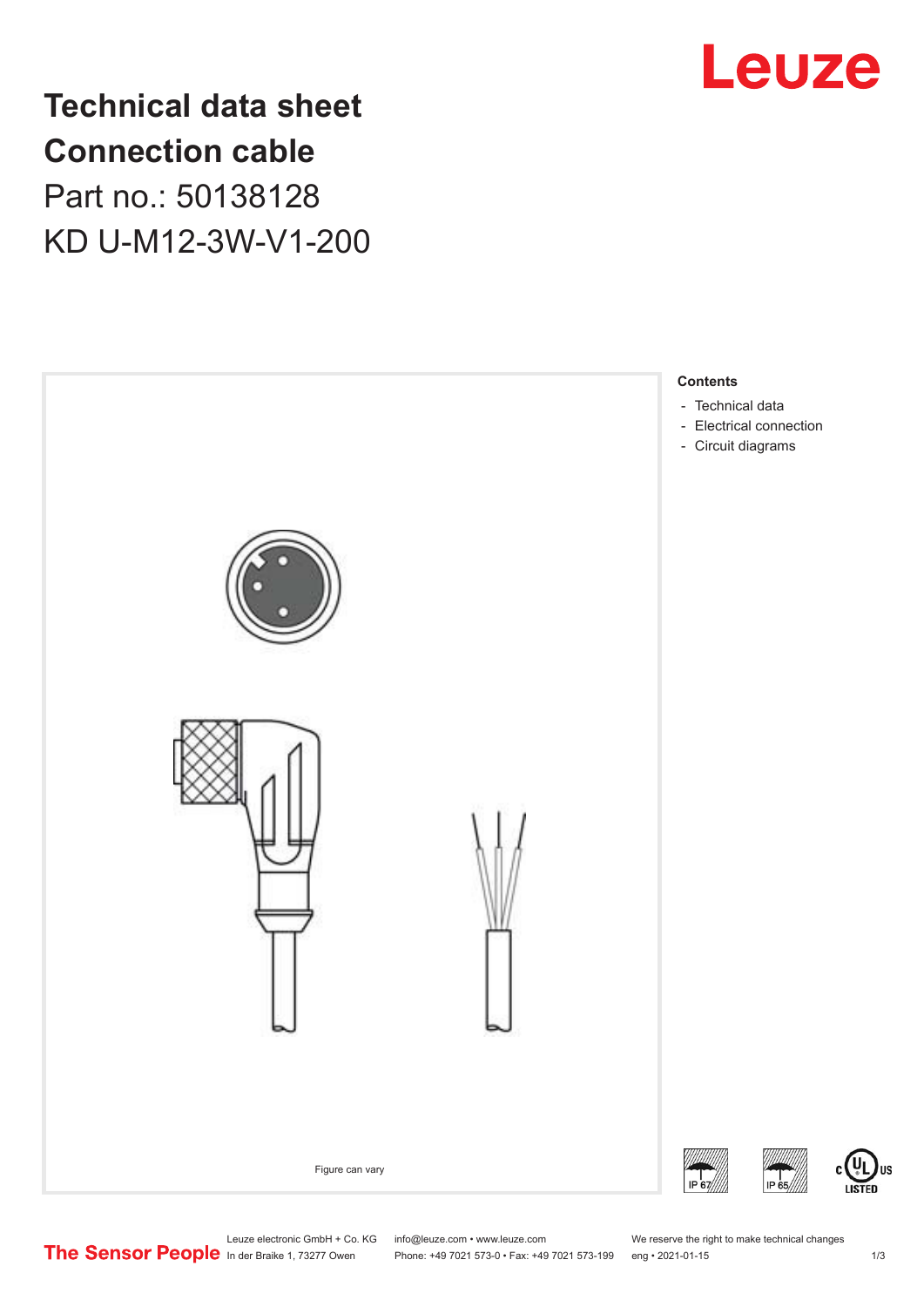# Technical data sheet
# Connection cable

Part no.: 50138128

KD U-M12-3W-V1-200

Figure can vary

**Contents**

- Technical data
- Electrical connection
- Circuit diagrams

Leuze electronic GmbH + Co. KG
In der Braike 1, 73277 Owen

info@leuze.com • www.leuze.com
Phone: +49 7021 573-0 • Fax: +49 7021 573-199

We reserve the right to make technical changes
eng • 2021-01-15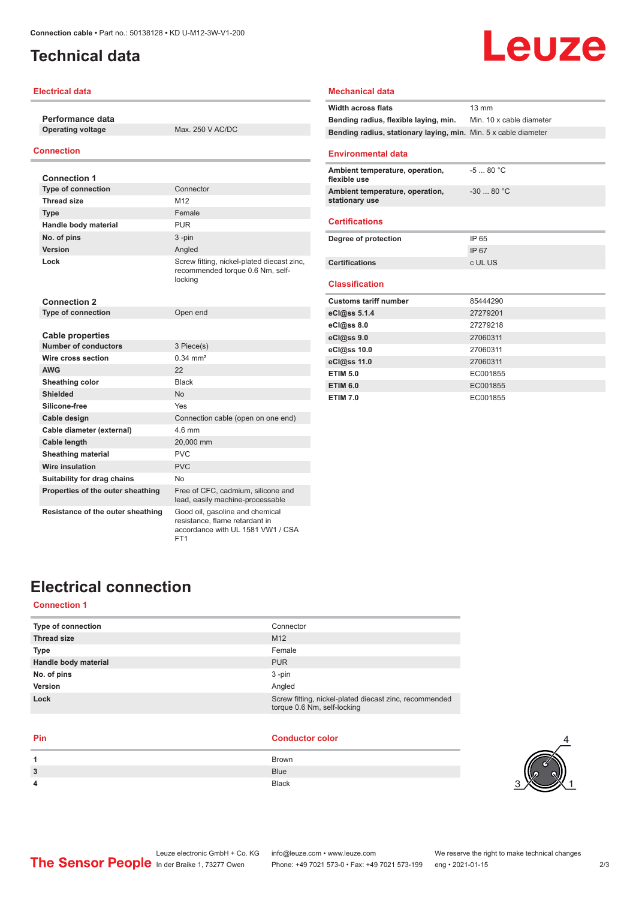# Technical data

## Electrical data

| Performance data | |
|---|---|
| Operating voltage | Max. 250 V AC/DC |

## Connection

| Connection 1 | |
|---|---|
| Type of connection | Connector |
| Thread size | M12 |
| Type | Female |
| Handle body material | PUR |
| No. of pins | 3 -pin |
| Version | Angled |
| Lock | Screw fitting, nickel-plated diecast zinc, recommended torque 0.6 Nm, self-locking |

| Connection 2 | |
|---|---|
| Type of connection | Open end |

| Cable properties | |
|---|---|
| Number of conductors | 3 Piece(s) |
| Wire cross section | 0.34 mm² |
| AWG | 22 |
| Sheathing color | Black |
| Shielded | No |
| Silicone-free | Yes |
| Cable design | Connection cable (open on one end) |
| Cable diameter (external) | 4.6 mm |
| Cable length | 20,000 mm |
| Sheathing material | PVC |
| Wire insulation | PVC |
| Suitability for drag chains | No |
| Properties of the outer sheathing | Free of CFC, cadmium, silicone and lead, easily machine-processable |
| Resistance of the outer sheathing | Good oil, gasoline and chemical resistance, flame retardant in accordance with UL 1581 VW1 / CSA FT1 |

## Mechanical data

| | |
|---|---|
| Width across flats | 13 mm |
| Bending radius, flexible laying, min. | Min. 10 x cable diameter |
| Bending radius, stationary laying, min. | Min. 5 x cable diameter |

## Environmental data

| | |
|---|---|
| Ambient temperature, operation, flexible use | -5 ... 80 °C |
| Ambient temperature, operation, stationary use | -30 ... 80 °C |

## Certifications

| | |
|---|---|
| Degree of protection | IP 65 |
| | IP 67 |
| Certifications | c UL US |

## Classification

| | |
|---|---|
| Customs tariff number | 85444290 |
| eCl@ss 5.1.4 | 27279201 |
| eCl@ss 8.0 | 27279218 |
| eCl@ss 9.0 | 27060311 |
| eCl@ss 10.0 | 27060311 |
| eCl@ss 11.0 | 27060311 |
| ETIM 5.0 | EC001855 |
| ETIM 6.0 | EC001855 |
| ETIM 7.0 | EC001855 |

# Electrical connection

## Connection 1

| | |
|---|---|
| Type of connection | Connector |
| Thread size | M12 |
| Type | Female |
| Handle body material | PUR |
| No. of pins | 3 -pin |
| Version | Angled |
| Lock | Screw fitting, nickel-plated diecast zinc, recommended torque 0.6 Nm, self-locking |

| Pin | Conductor color |
|---|---|
| 1 | Brown |
| 3 | Blue |
| 4 | Black |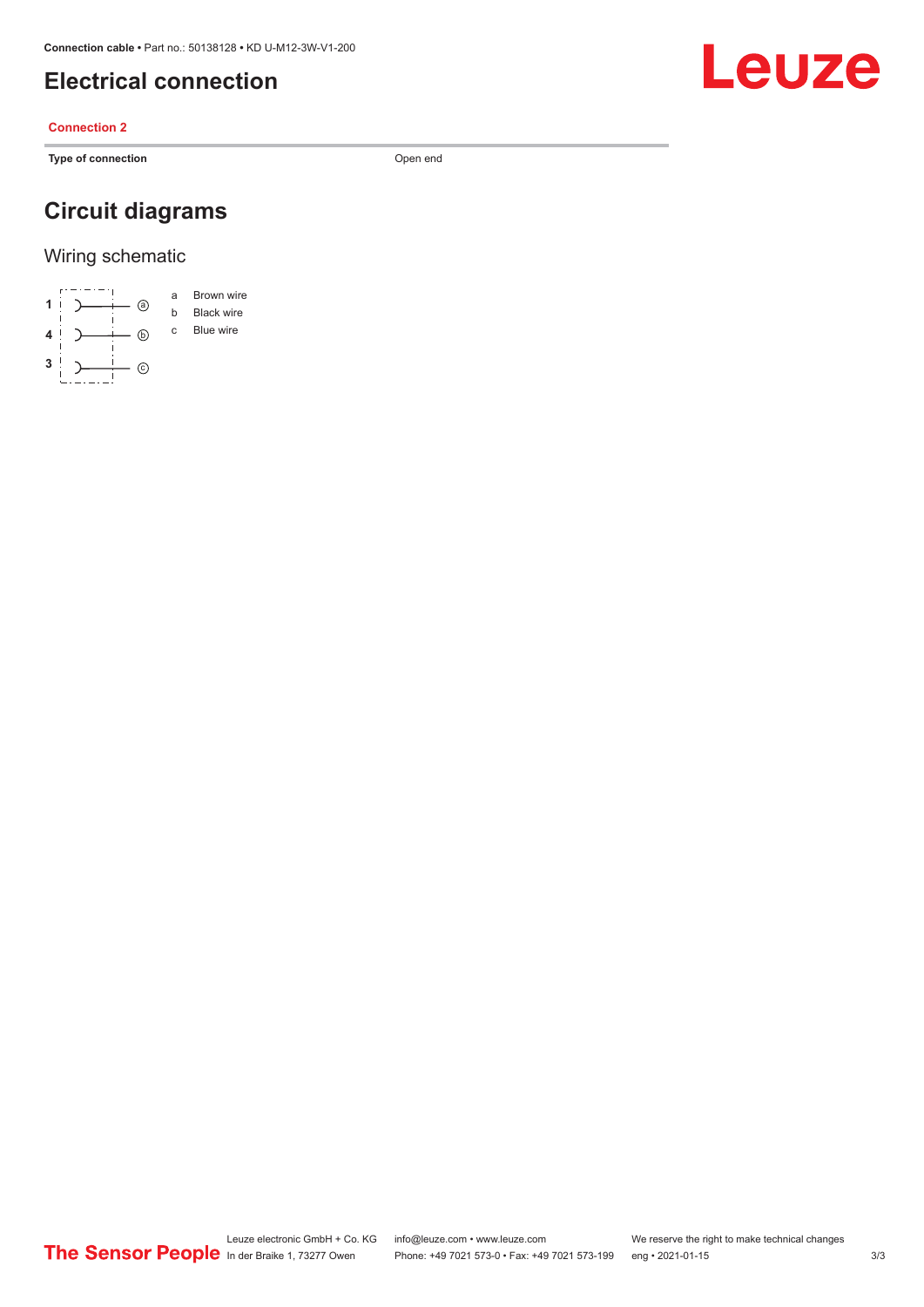# Electrical connection

## Connection 2

| | |
|---|---|
| **Type of connection** | Open end |

# Circuit diagrams

## Wiring schematic

1
4
3

a
b
c

| | |
|---|---|
| a | Brown wire |
| b | Black wire |
| c | Blue wire |